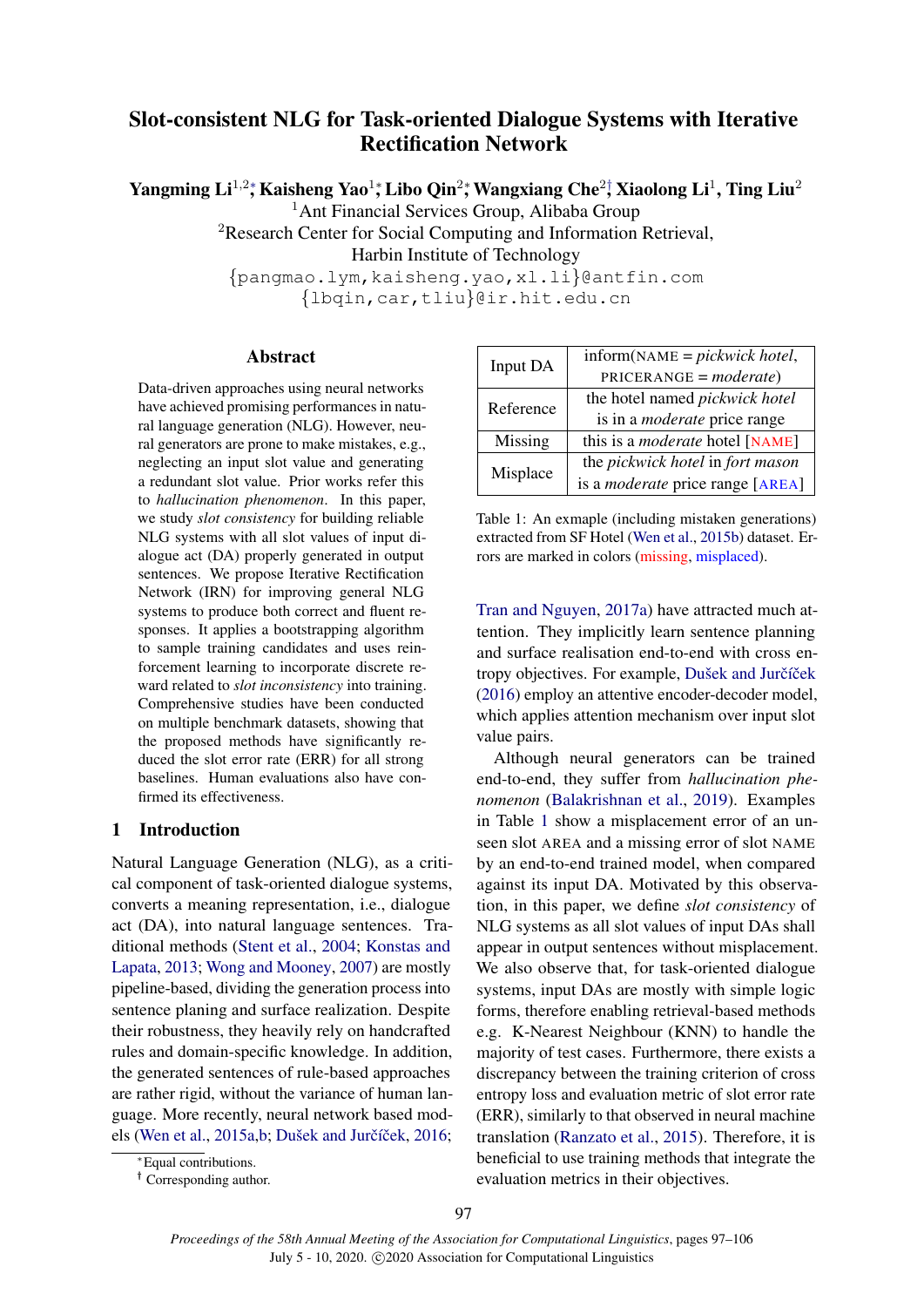# Slot-consistent NLG for Task-oriented Dialogue Systems with Iterative Rectification Network

**Yangming Li**[1,2]\*, **Kaisheng Yao**[1]\*, **Libo Qin**[2]\*, **Wangxiang Che**[2]†, **Xiaolong Li**[1], **Ting Liu**[2]

[1]Ant Financial Services Group, Alibaba Group

[2]Research Center for Social Computing and Information Retrieval, Harbin Institute of Technology

{pangmao.lym,kaisheng.yao,xl.li}@antfin.com

{lbqin,car,tliu}@ir.hit.edu.cn

## Abstract

Data-driven approaches using neural networks have achieved promising performances in natural language generation (NLG). However, neural generators are prone to make mistakes, e.g., neglecting an input slot value and generating a redundant slot value. Prior works refer this to *hallucination phenomenon*. In this paper, we study *slot consistency* for building reliable NLG systems with all slot values of input dialogue act (DA) properly generated in output sentences. We propose Iterative Rectification Network (IRN) for improving general NLG systems to produce both correct and fluent responses. It applies a bootstrapping algorithm to sample training candidates and uses reinforcement learning to incorporate discrete reward related to *slot inconsistency* into training. Comprehensive studies have been conducted on multiple benchmark datasets, showing that the proposed methods have significantly reduced the slot error rate (ERR) for all strong baselines. Human evaluations also have confirmed its effectiveness.

## 1 Introduction

Natural Language Generation (NLG), as a critical component of task-oriented dialogue systems, converts a meaning representation, i.e., dialogue act (DA), into natural language sentences. Traditional methods (Stent et al., 2004; Konstas and Lapata, 2013; Wong and Mooney, 2007) are mostly pipeline-based, dividing the generation process into sentence planing and surface realization. Despite their robustness, they heavily rely on handcrafted rules and domain-specific knowledge. In addition, the generated sentences of rule-based approaches are rather rigid, without the variance of human language. More recently, neural network based models (Wen et al., 2015a,b; Dušek and Jurčíček, 2016; Tran and Nguyen, 2017a) have attracted much attention. They implicitly learn sentence planning and surface realisation end-to-end with cross entropy objectives. For example, Dušek and Jurčíček (2016) employ an attentive encoder-decoder model, which applies attention mechanism over input slot value pairs.

| | |
|---|---|
| Input DA | inform(NAME = *pickwick hotel*, PRICERANGE = *moderate*) |
| Reference | the hotel named *pickwick hotel* is in a *moderate* price range |
| Missing | this is a *moderate* hotel [NAME] |
| Misplace | the *pickwick hotel* in *fort mason* is a *moderate* price range [AREA] |

Table 1: An exmaple (including mistaken generations) extracted from SF Hotel (Wen et al., 2015b) dataset. Errors are marked in colors (missing, misplaced).

Although neural generators can be trained end-to-end, they suffer from *hallucination phenomenon* (Balakrishnan et al., 2019). Examples in Table 1 show a misplacement error of an unseen slot AREA and a missing error of slot NAME by an end-to-end trained model, when compared against its input DA. Motivated by this observation, in this paper, we define *slot consistency* of NLG systems as all slot values of input DAs shall appear in output sentences without misplacement. We also observe that, for task-oriented dialogue systems, input DAs are mostly with simple logic forms, therefore enabling retrieval-based methods e.g. K-Nearest Neighbour (KNN) to handle the majority of test cases. Furthermore, there exists a discrepancy between the training criterion of cross entropy loss and evaluation metric of slot error rate (ERR), similarly to that observed in neural machine translation (Ranzato et al., 2015). Therefore, it is beneficial to use training methods that integrate the evaluation metrics in their objectives.

\*Equal contributions.

† Corresponding author.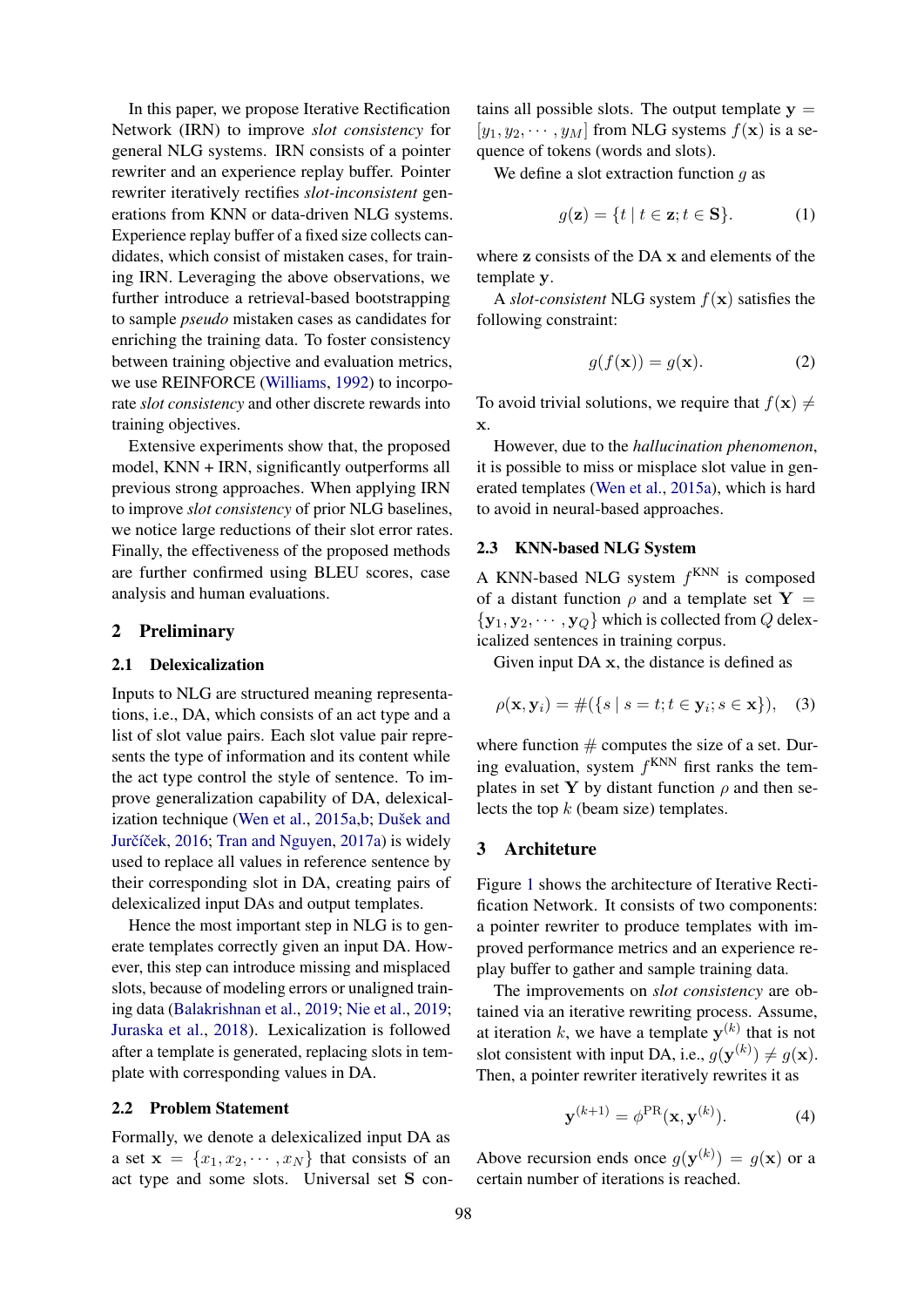In this paper, we propose Iterative Rectification Network (IRN) to improve *slot consistency* for general NLG systems. IRN consists of a pointer rewriter and an experience replay buffer. Pointer rewriter iteratively rectifies *slot-inconsistent* generations from KNN or data-driven NLG systems. Experience replay buffer of a fixed size collects candidates, which consist of mistaken cases, for training IRN. Leveraging the above observations, we further introduce a retrieval-based bootstrapping to sample *pseudo* mistaken cases as candidates for enriching the training data. To foster consistency between training objective and evaluation metrics, we use REINFORCE (Williams, 1992) to incorporate *slot consistency* and other discrete rewards into training objectives.

Extensive experiments show that, the proposed model, KNN + IRN, significantly outperforms all previous strong approaches. When applying IRN to improve *slot consistency* of prior NLG baselines, we notice large reductions of their slot error rates. Finally, the effectiveness of the proposed methods are further confirmed using BLEU scores, case analysis and human evaluations.

## 2 Preliminary

### 2.1 Delexicalization

Inputs to NLG are structured meaning representations, i.e., DA, which consists of an act type and a list of slot value pairs. Each slot value pair represents the type of information and its content while the act type control the style of sentence. To improve generalization capability of DA, delexicalization technique (Wen et al., 2015a,b; Dušek and Jurčíček, 2016; Tran and Nguyen, 2017a) is widely used to replace all values in reference sentence by their corresponding slot in DA, creating pairs of delexicalized input DAs and output templates.

Hence the most important step in NLG is to generate templates correctly given an input DA. However, this step can introduce missing and misplaced slots, because of modeling errors or unaligned training data (Balakrishnan et al., 2019; Nie et al., 2019; Juraska et al., 2018). Lexicalization is followed after a template is generated, replacing slots in template with corresponding values in DA.

### 2.2 Problem Statement

Formally, we denote a delexicalized input DA as a set $\mathbf{x} = \{x_1, x_2, \cdots, x_N\}$ that consists of an act type and some slots. Universal set $\mathbf{S}$ contains all possible slots. The output template $\mathbf{y} = [y_1, y_2, \cdots, y_M]$ from NLG systems $f(\mathbf{x})$ is a sequence of tokens (words and slots).

We define a slot extraction function $g$ as

$$g(\mathbf{z}) = \{t \mid t \in \mathbf{z}; t \in \mathbf{S}\}. \quad (1)$$

where $\mathbf{z}$ consists of the DA $\mathbf{x}$ and elements of the template $\mathbf{y}$.

A *slot-consistent* NLG system $f(\mathbf{x})$ satisfies the following constraint:

$$g(f(\mathbf{x})) = g(\mathbf{x}). \quad (2)$$

To avoid trivial solutions, we require that $f(\mathbf{x}) \neq \mathbf{x}$.

However, due to the *hallucination phenomenon*, it is possible to miss or misplace slot value in generated templates (Wen et al., 2015a), which is hard to avoid in neural-based approaches.

### 2.3 KNN-based NLG System

A KNN-based NLG system $f^{\text{KNN}}$ is composed of a distant function $\rho$ and a template set $\mathbf{Y} = \{\mathbf{y}_1, \mathbf{y}_2, \cdots, \mathbf{y}_Q\}$ which is collected from $Q$ delexicalized sentences in training corpus.

Given input DA $\mathbf{x}$, the distance is defined as

$$\rho(\mathbf{x}, \mathbf{y}_i) = \#(\{s \mid s = t; t \in \mathbf{y}_i; s \in \mathbf{x}\}), \quad (3)$$

where function $\#$ computes the size of a set. During evaluation, system $f^{\text{KNN}}$ first ranks the templates in set $\mathbf{Y}$ by distant function $\rho$ and then selects the top $k$ (beam size) templates.

## 3 Architeture

Figure 1 shows the architecture of Iterative Rectification Network. It consists of two components: a pointer rewriter to produce templates with improved performance metrics and an experience replay buffer to gather and sample training data.

The improvements on *slot consistency* are obtained via an iterative rewriting process. Assume, at iteration $k$, we have a template $\mathbf{y}^{(k)}$ that is not slot consistent with input DA, i.e., $g(\mathbf{y}^{(k)}) \neq g(\mathbf{x})$. Then, a pointer rewriter iteratively rewrites it as

$$\mathbf{y}^{(k+1)} = \phi^{\text{PR}}(\mathbf{x}, \mathbf{y}^{(k)}). \quad (4)$$

Above recursion ends once $g(\mathbf{y}^{(k)}) = g(\mathbf{x})$ or a certain number of iterations is reached.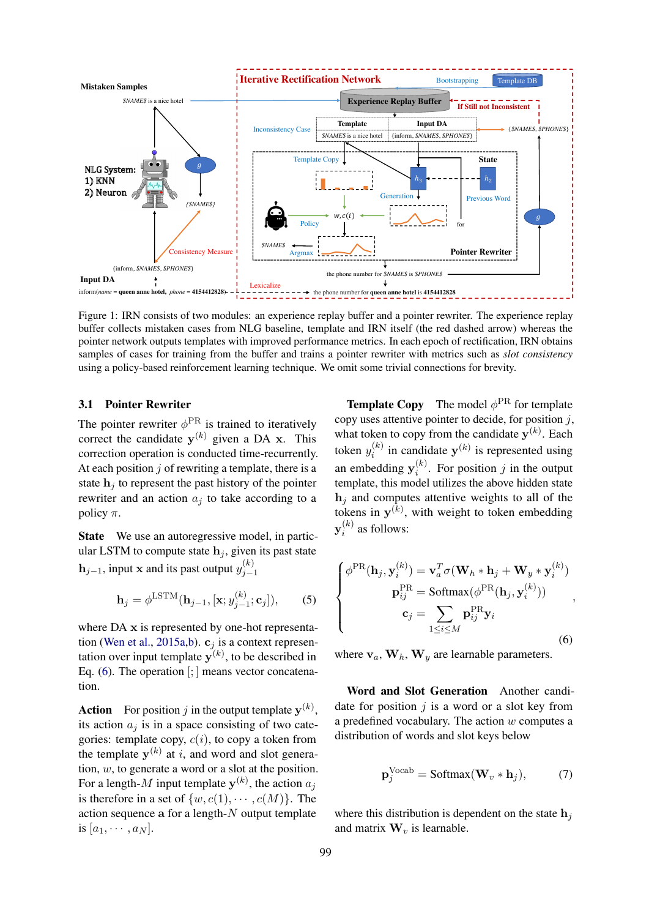Figure 1: IRN consists of two modules: an experience replay buffer and a pointer rewriter. The experience replay buffer collects mistaken cases from NLG baseline, template and IRN itself (the red dashed arrow) whereas the pointer network outputs templates with improved performance metrics. In each epoch of rectification, IRN obtains samples of cases for training from the buffer and trains a pointer rewriter with metrics such as *slot consistency* using a policy-based reinforcement learning technique. We omit some trivial connections for brevity.

### 3.1 Pointer Rewriter

The pointer rewriter $\phi^{\text{PR}}$ is trained to iteratively correct the candidate $\mathbf{y}^{(k)}$ given a DA $\mathbf{x}$. This correction operation is conducted time-recurrently. At each position $j$ of rewriting a template, there is a state $\mathbf{h}_j$ to represent the past history of the pointer rewriter and an action $a_j$ to take according to a policy $\pi$.

**State** We use an autoregressive model, in particular LSTM to compute state $\mathbf{h}_j$, given its past state $\mathbf{h}_{j-1}$, input $\mathbf{x}$ and its past output $y_{j-1}^{(k)}$

$$\mathbf{h}_j = \phi^{\text{LSTM}}(\mathbf{h}_{j-1}, [\mathbf{x}; y_{j-1}^{(k)}; \mathbf{c}_j]), \quad (5)$$

where DA $\mathbf{x}$ is represented by one-hot representation (Wen et al., 2015a,b). $\mathbf{c}_j$ is a context representation over input template $\mathbf{y}^{(k)}$, to be described in Eq. (6). The operation $[;]$ means vector concatenation.

**Action** For position $j$ in the output template $\mathbf{y}^{(k)}$, its action $a_j$ is in a space consisting of two categories: template copy, $c(i)$, to copy a token from the template $\mathbf{y}^{(k)}$ at $i$, and word and slot generation, $w$, to generate a word or a slot at the position. For a length-$M$ input template $\mathbf{y}^{(k)}$, the action $a_j$ is therefore in a set of $\{w, c(1), \cdots, c(M)\}$. The action sequence $\mathbf{a}$ for a length-$N$ output template is $[a_1, \cdots, a_N]$.

**Template Copy** The model $\phi^{\text{PR}}$ for template copy uses attentive pointer to decide, for position $j$, what token to copy from the candidate $\mathbf{y}^{(k)}$. Each token $y_i^{(k)}$ in candidate $\mathbf{y}^{(k)}$ is represented using an embedding $\mathbf{y}_i^{(k)}$. For position $j$ in the output template, this model utilizes the above hidden state $\mathbf{h}_j$ and computes attentive weights to all of the tokens in $\mathbf{y}^{(k)}$, with weight to token embedding $\mathbf{y}_i^{(k)}$ as follows:

$$\begin{cases} \phi^{\text{PR}}(\mathbf{h}_j, \mathbf{y}_i^{(k)}) = \mathbf{v}_a^T \sigma(\mathbf{W}_h * \mathbf{h}_j + \mathbf{W}_y * \mathbf{y}_i^{(k)}) \\ \mathbf{p}_{ij}^{\text{PR}} = \text{Softmax}(\phi^{\text{PR}}(\mathbf{h}_j, \mathbf{y}_i^{(k)})) \\ \mathbf{c}_j = \sum_{1 \le i \le M} \mathbf{p}_{ij}^{\text{PR}} \mathbf{y}_i \end{cases}, \quad (6)$$

where $\mathbf{v}_a$, $\mathbf{W}_h$, $\mathbf{W}_y$ are learnable parameters.

**Word and Slot Generation** Another candidate for position $j$ is a word or a slot key from a predefined vocabulary. The action $w$ computes a distribution of words and slot keys below

$$\mathbf{p}_j^{\text{Vocab}} = \text{Softmax}(\mathbf{W}_v * \mathbf{h}_j), \quad (7)$$

where this distribution is dependent on the state $\mathbf{h}_j$ and matrix $\mathbf{W}_v$ is learnable.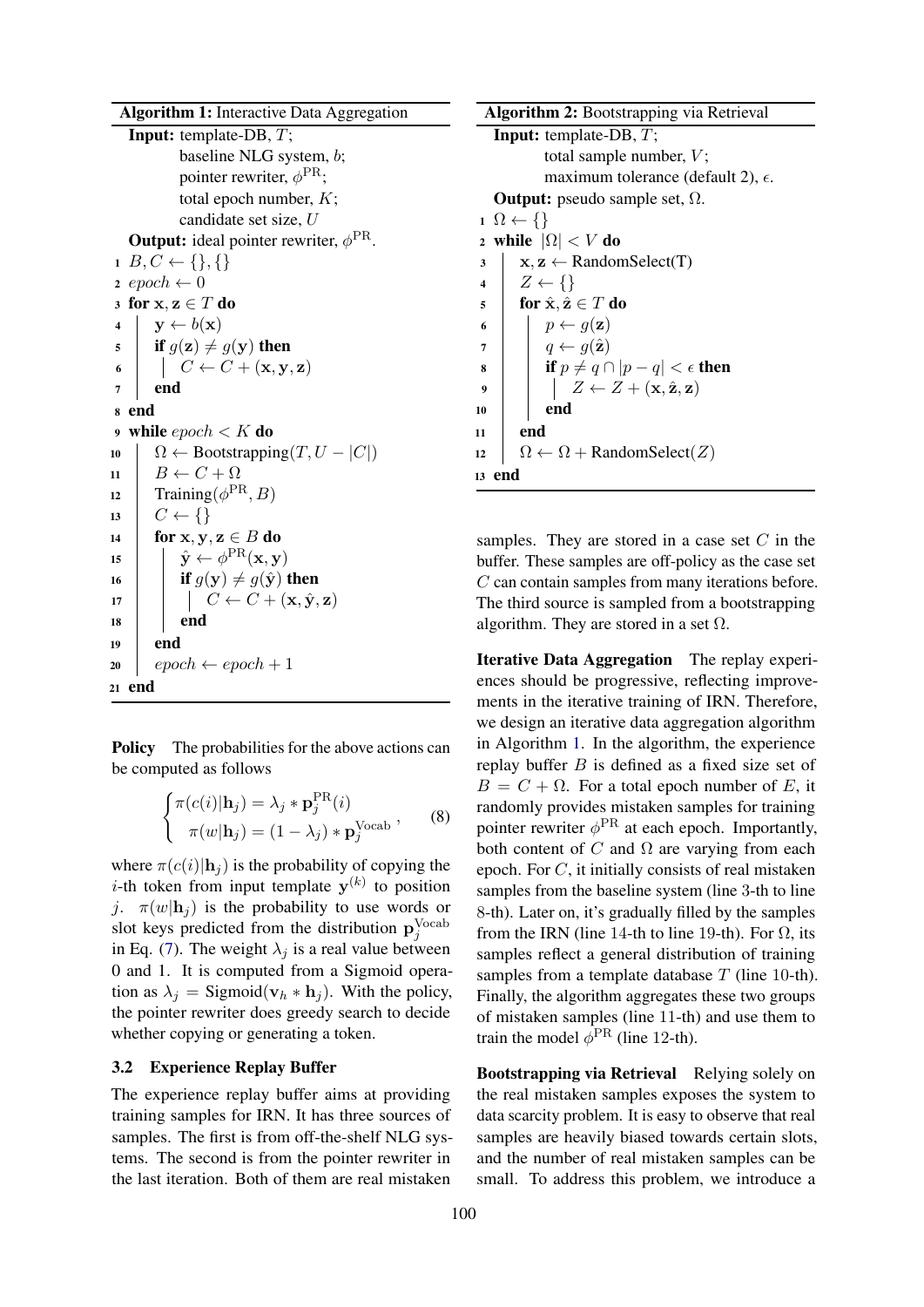**Algorithm 1:** Interactive Data Aggregation

```
Input: template-DB, T;
       baseline NLG system, b;
       pointer rewriter, φ^PR;
       total epoch number, K;
       candidate set size, U
Output: ideal pointer rewriter, φ^PR.
1  B, C ← {}, {}
2  epoch ← 0
3  for x, z ∈ T do
4      y ← b(x)
5      if g(z) ≠ g(y) then
6          C ← C + (x, y, z)
7      end
8  end
9  while epoch < K do
10     Ω ← Bootstrapping(T, U − |C|)
11     B ← C + Ω
12     Training(φ^PR, B)
13     C ← {}
14     for x, y, z ∈ B do
15         ŷ ← φ^PR(x, y)
16         if g(y) ≠ g(ŷ) then
17             C ← C + (x, ŷ, z)
18         end
19     end
20     epoch ← epoch + 1
21 end
```

**Algorithm 2:** Bootstrapping via Retrieval

```
Input: template-DB, T;
       total sample number, V;
       maximum tolerance (default 2), ε.
Output: pseudo sample set, Ω.
1  Ω ← {}
2  while |Ω| < V do
3      x, z ← RandomSelect(T)
4      Z ← {}
5      for x̂, ẑ ∈ T do
6          p ← g(z)
7          q ← g(ẑ)
8          if p ≠ q ∩ |p − q| < ε then
9              Z ← Z + (x, ẑ, z)
10         end
11     end
12     Ω ← Ω + RandomSelect(Z)
13 end
```

**Policy** The probabilities for the above actions can be computed as follows

$$\begin{cases} \pi(c(i)|\mathbf{h}_j) = \lambda_j * \mathbf{p}_j^{\text{PR}}(i) \\ \pi(w|\mathbf{h}_j) = (1 - \lambda_j) * \mathbf{p}_j^{\text{Vocab}} \end{cases}, \tag{8}$$

where $\pi(c(i)|\mathbf{h}_j)$ is the probability of copying the $i$-th token from input template $\mathbf{y}^{(k)}$ to position $j$. $\pi(w|\mathbf{h}_j)$ is the probability to use words or slot keys predicted from the distribution $\mathbf{p}_j^{\text{Vocab}}$ in Eq. (7). The weight $\lambda_j$ is a real value between 0 and 1. It is computed from a Sigmoid operation as $\lambda_j = \text{Sigmoid}(\mathbf{v}_h * \mathbf{h}_j)$. With the policy, the pointer rewriter does greedy search to decide whether copying or generating a token.

### 3.2 Experience Replay Buffer

The experience replay buffer aims at providing training samples for IRN. It has three sources of samples. The first is from off-the-shelf NLG systems. The second is from the pointer rewriter in the last iteration. Both of them are real mistaken samples. They are stored in a case set $C$ in the buffer. These samples are off-policy as the case set $C$ can contain samples from many iterations before. The third source is sampled from a bootstrapping algorithm. They are stored in a set $\Omega$.

**Iterative Data Aggregation** The replay experiences should be progressive, reflecting improvements in the iterative training of IRN. Therefore, we design an iterative data aggregation algorithm in Algorithm 1. In the algorithm, the experience replay buffer $B$ is defined as a fixed size set of $B = C + \Omega$. For a total epoch number of $E$, it randomly provides mistaken samples for training pointer rewriter $\phi^{\text{PR}}$ at each epoch. Importantly, both content of $C$ and $\Omega$ are varying from each epoch. For $C$, it initially consists of real mistaken samples from the baseline system (line 3-th to line 8-th). Later on, it's gradually filled by the samples from the IRN (line 14-th to line 19-th). For $\Omega$, its samples reflect a general distribution of training samples from a template database $T$ (line 10-th). Finally, the algorithm aggregates these two groups of mistaken samples (line 11-th) and use them to train the model $\phi^{\text{PR}}$ (line 12-th).

**Bootstrapping via Retrieval** Relying solely on the real mistaken samples exposes the system to data scarcity problem. It is easy to observe that real samples are heavily biased towards certain slots, and the number of real mistaken samples can be small. To address this problem, we introduce a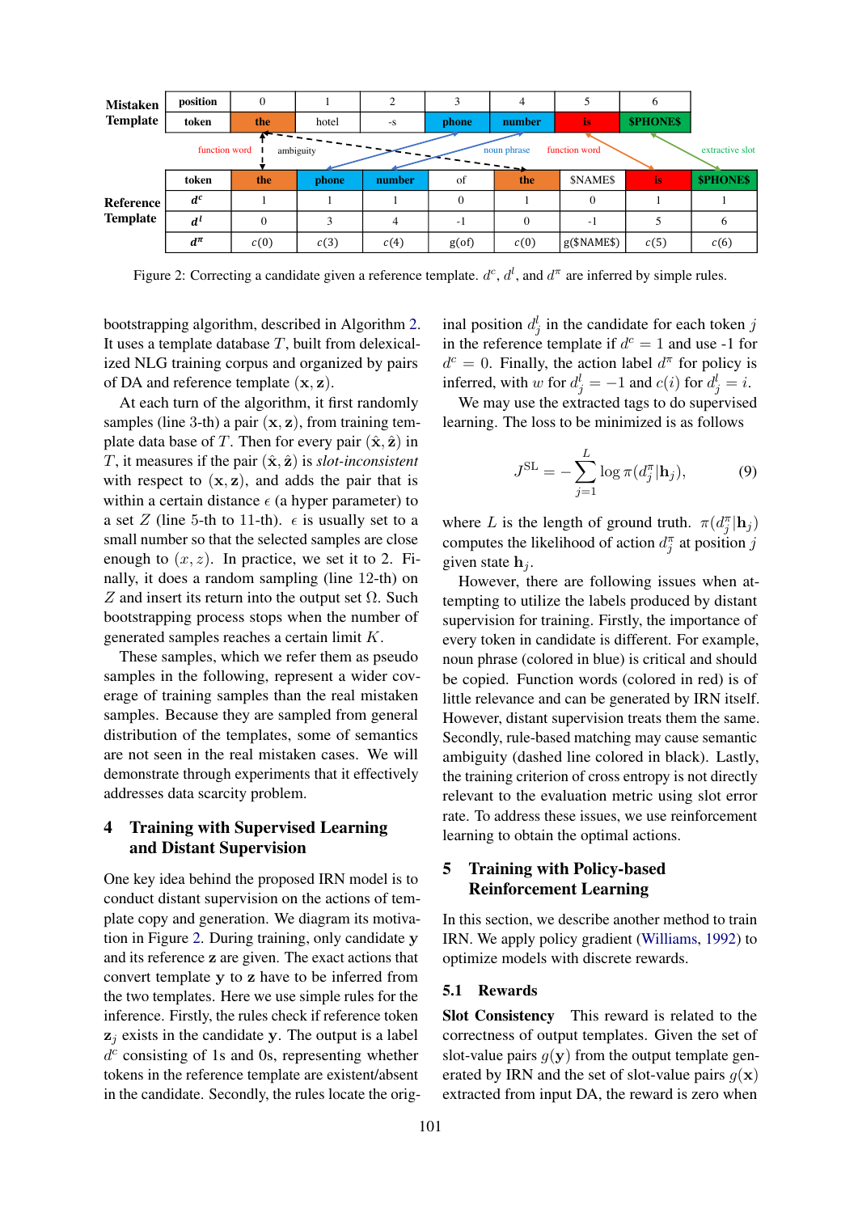**Mistaken Template**

| position | 0 | 1 | 2 | 3 | 4 | 5 | 6 |
|---|---|---|---|---|---|---|---|
| token | the | hotel | -s | phone | number | is | $PHONE$ |

function word · ambiguity · noun phrase · function word · extractive slot

**Reference Template**

| token | the | phone | number | of | the | $NAME$ | is | $PHONE$ |
|---|---|---|---|---|---|---|---|---|
| $d^c$ | 1 | 1 | 1 | 0 | 1 | 0 | 1 | 1 |
| $d^l$ | 0 | 3 | 4 | -1 | 0 | -1 | 5 | 6 |
| $d^\pi$ | $c(0)$ | $c(3)$ | $c(4)$ | g(of) | $c(0)$ | g($NAME$) | $c(5)$ | $c(6)$ |

Figure 2: Correcting a candidate given a reference template. $d^c$, $d^l$, and $d^\pi$ are inferred by simple rules.

bootstrapping algorithm, described in Algorithm 2. It uses a template database $T$, built from delexicalized NLG training corpus and organized by pairs of DA and reference template $(\mathbf{x}, \mathbf{z})$.

At each turn of the algorithm, it first randomly samples (line 3-th) a pair $(\mathbf{x}, \mathbf{z})$, from training template data base of $T$. Then for every pair $(\hat{\mathbf{x}}, \hat{\mathbf{z}})$ in $T$, it measures if the pair $(\hat{\mathbf{x}}, \hat{\mathbf{z}})$ is *slot-inconsistent* with respect to $(\mathbf{x}, \mathbf{z})$, and adds the pair that is within a certain distance $\epsilon$ (a hyper parameter) to a set $Z$ (line 5-th to 11-th). $\epsilon$ is usually set to a small number so that the selected samples are close enough to $(x, z)$. In practice, we set it to 2. Finally, it does a random sampling (line 12-th) on $Z$ and insert its return into the output set $\Omega$. Such bootstrapping process stops when the number of generated samples reaches a certain limit $K$.

These samples, which we refer them as pseudo samples in the following, represent a wider coverage of training samples than the real mistaken samples. Because they are sampled from general distribution of the templates, some of semantics are not seen in the real mistaken cases. We will demonstrate through experiments that it effectively addresses data scarcity problem.

## 4 Training with Supervised Learning and Distant Supervision

One key idea behind the proposed IRN model is to conduct distant supervision on the actions of template copy and generation. We diagram its motivation in Figure 2. During training, only candidate $\mathbf{y}$ and its reference $\mathbf{z}$ are given. The exact actions that convert template $\mathbf{y}$ to $\mathbf{z}$ have to be inferred from the two templates. Here we use simple rules for the inference. Firstly, the rules check if reference token $\mathbf{z}_j$ exists in the candidate $\mathbf{y}$. The output is a label $d^c$ consisting of 1s and 0s, representing whether tokens in the reference template are existent/absent in the candidate. Secondly, the rules locate the original position $d^l_j$ in the candidate for each token $j$ in the reference template if $d^c = 1$ and use -1 for $d^c = 0$. Finally, the action label $d^\pi$ for policy is inferred, with $w$ for $d^l_j = -1$ and $c(i)$ for $d^l_j = i$.

We may use the extracted tags to do supervised learning. The loss to be minimized is as follows

$$J^{\text{SL}} = -\sum_{j=1}^{L} \log \pi(d^\pi_j | \mathbf{h}_j), \tag{9}$$

where $L$ is the length of ground truth. $\pi(d^\pi_j|\mathbf{h}_j)$ computes the likelihood of action $d^\pi_j$ at position $j$ given state $\mathbf{h}_j$.

However, there are following issues when attempting to utilize the labels produced by distant supervision for training. Firstly, the importance of every token in candidate is different. For example, noun phrase (colored in blue) is critical and should be copied. Function words (colored in red) is of little relevance and can be generated by IRN itself. However, distant supervision treats them the same. Secondly, rule-based matching may cause semantic ambiguity (dashed line colored in black). Lastly, the training criterion of cross entropy is not directly relevant to the evaluation metric using slot error rate. To address these issues, we use reinforcement learning to obtain the optimal actions.

## 5 Training with Policy-based Reinforcement Learning

In this section, we describe another method to train IRN. We apply policy gradient (Williams, 1992) to optimize models with discrete rewards.

### 5.1 Rewards

**Slot Consistency** This reward is related to the correctness of output templates. Given the set of slot-value pairs $g(\mathbf{y})$ from the output template generated by IRN and the set of slot-value pairs $g(\mathbf{x})$ extracted from input DA, the reward is zero when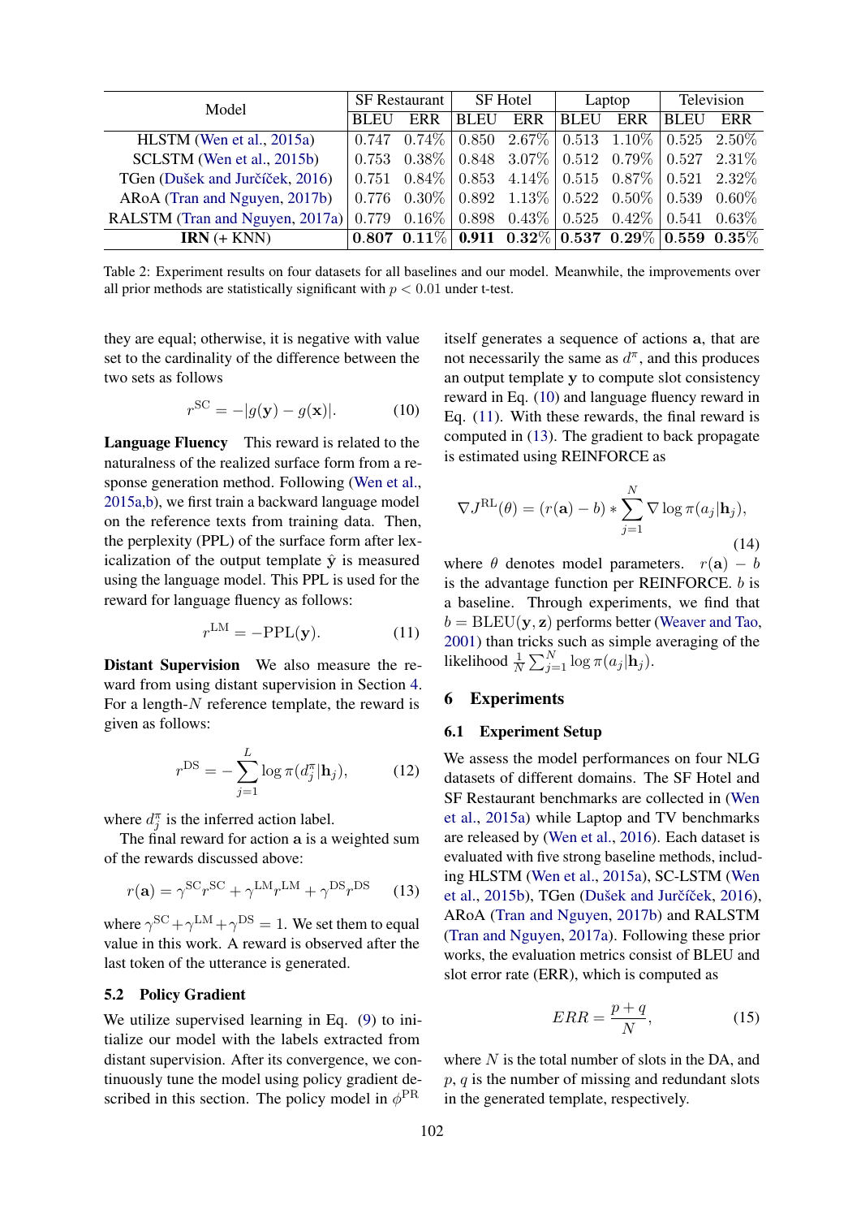| Model | SF Restaurant | | SF Hotel | | Laptop | | Television | |
|---|---|---|---|---|---|---|---|---|
| | BLEU | ERR | BLEU | ERR | BLEU | ERR | BLEU | ERR |
| HLSTM (Wen et al., 2015a) | 0.747 | 0.74% | 0.850 | 2.67% | 0.513 | 1.10% | 0.525 | 2.50% |
| SCLSTM (Wen et al., 2015b) | 0.753 | 0.38% | 0.848 | 3.07% | 0.512 | 0.79% | 0.527 | 2.31% |
| TGen (Dušek and Jurčíček, 2016) | 0.751 | 0.84% | 0.853 | 4.14% | 0.515 | 0.87% | 0.521 | 2.32% |
| ARoA (Tran and Nguyen, 2017b) | 0.776 | 0.30% | 0.892 | 1.13% | 0.522 | 0.50% | 0.539 | 0.60% |
| RALSTM (Tran and Nguyen, 2017a) | 0.779 | 0.16% | 0.898 | 0.43% | 0.525 | 0.42% | 0.541 | 0.63% |
| **IRN** (+ KNN) | **0.807** | **0.11%** | **0.911** | **0.32%** | **0.537** | **0.29%** | **0.559** | **0.35%** |

Table 2: Experiment results on four datasets for all baselines and our model. Meanwhile, the improvements over all prior methods are statistically significant with $p < 0.01$ under t-test.

they are equal; otherwise, it is negative with value set to the cardinality of the difference between the two sets as follows

$$r^{\text{SC}} = -|g(\mathbf{y}) - g(\mathbf{x})|. \tag{10}$$

**Language Fluency** This reward is related to the naturalness of the realized surface form from a response generation method. Following (Wen et al., 2015a,b), we first train a backward language model on the reference texts from training data. Then, the perplexity (PPL) of the surface form after lexicalization of the output template $\hat{\mathbf{y}}$ is measured using the language model. This PPL is used for the reward for language fluency as follows:

$$r^{\text{LM}} = -\text{PPL}(\mathbf{y}). \tag{11}$$

**Distant Supervision** We also measure the reward from using distant supervision in Section 4. For a length-$N$ reference template, the reward is given as follows:

$$r^{\text{DS}} = -\sum_{j=1}^{L} \log \pi(d_j^{\pi}|\mathbf{h}_j), \tag{12}$$

where $d_j^{\pi}$ is the inferred action label.

The final reward for action $\mathbf{a}$ is a weighted sum of the rewards discussed above:

$$r(\mathbf{a}) = \gamma^{\text{SC}} r^{\text{SC}} + \gamma^{\text{LM}} r^{\text{LM}} + \gamma^{\text{DS}} r^{\text{DS}} \tag{13}$$

where $\gamma^{\text{SC}} + \gamma^{\text{LM}} + \gamma^{\text{DS}} = 1$. We set them to equal value in this work. A reward is observed after the last token of the utterance is generated.

### 5.2 Policy Gradient

We utilize supervised learning in Eq. (9) to initialize our model with the labels extracted from distant supervision. After its convergence, we continuously tune the model using policy gradient described in this section. The policy model in $\phi^{\text{PR}}$ itself generates a sequence of actions $\mathbf{a}$, that are not necessarily the same as $d^{\pi}$, and this produces an output template $\mathbf{y}$ to compute slot consistency reward in Eq. (10) and language fluency reward in Eq. (11). With these rewards, the final reward is computed in (13). The gradient to back propagate is estimated using REINFORCE as

$$\nabla J^{\text{RL}}(\theta) = (r(\mathbf{a}) - b) * \sum_{j=1}^{N} \nabla \log \pi(a_j|\mathbf{h}_j), \tag{14}$$

where $\theta$ denotes model parameters. $r(\mathbf{a}) - b$ is the advantage function per REINFORCE. $b$ is a baseline. Through experiments, we find that $b = \text{BLEU}(\mathbf{y}, \mathbf{z})$ performs better (Weaver and Tao, 2001) than tricks such as simple averaging of the likelihood $\frac{1}{N}\sum_{j=1}^{N} \log \pi(a_j|\mathbf{h}_j)$.

## 6 Experiments

### 6.1 Experiment Setup

We assess the model performances on four NLG datasets of different domains. The SF Hotel and SF Restaurant benchmarks are collected in (Wen et al., 2015a) while Laptop and TV benchmarks are released by (Wen et al., 2016). Each dataset is evaluated with five strong baseline methods, including HLSTM (Wen et al., 2015a), SC-LSTM (Wen et al., 2015b), TGen (Dušek and Jurčíček, 2016), ARoA (Tran and Nguyen, 2017b) and RALSTM (Tran and Nguyen, 2017a). Following these prior works, the evaluation metrics consist of BLEU and slot error rate (ERR), which is computed as

$$ERR = \frac{p + q}{N}, \tag{15}$$

where $N$ is the total number of slots in the DA, and $p$, $q$ is the number of missing and redundant slots in the generated template, respectively.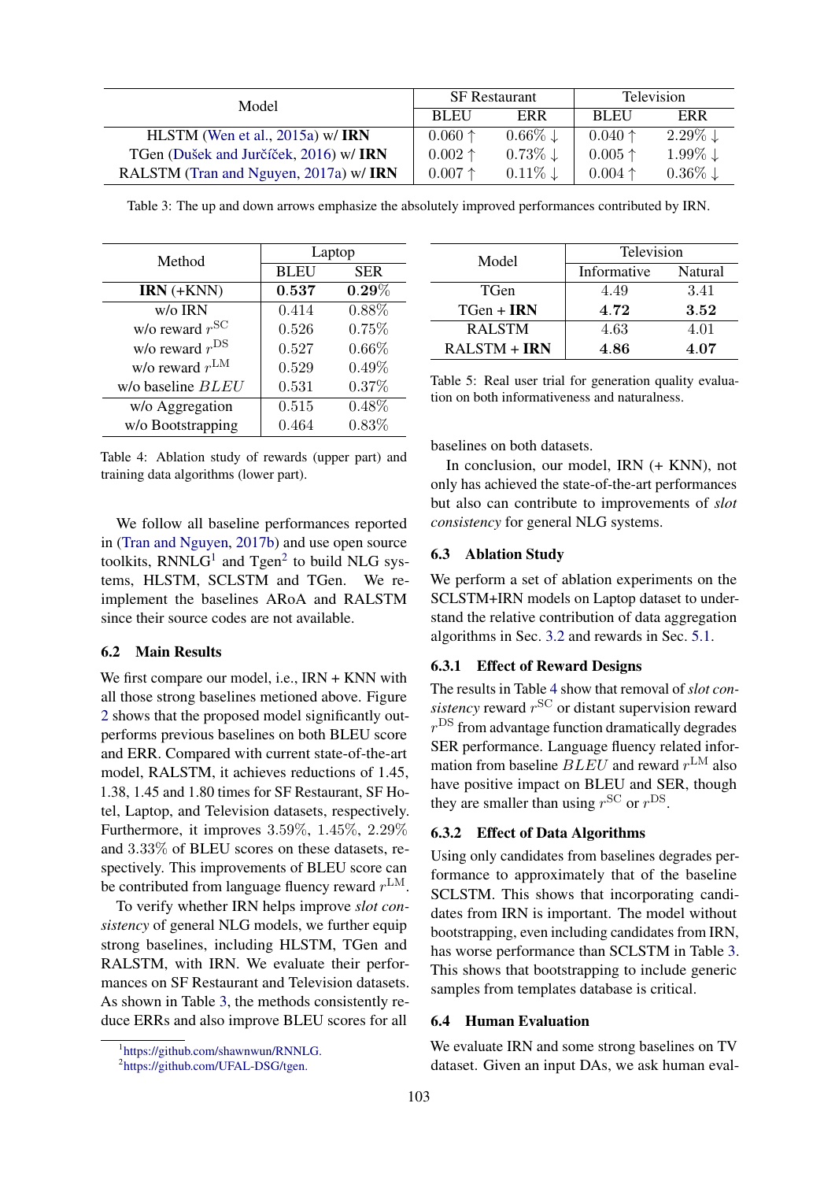| Model | SF Restaurant | | Television | |
|---|---|---|---|---|
| | BLEU | ERR | BLEU | ERR |
| HLSTM (Wen et al., 2015a) w/ **IRN** | 0.060 ↑ | 0.66% ↓ | 0.040 ↑ | 2.29% ↓ |
| TGen (Dušek and Jurčíček, 2016) w/ **IRN** | 0.002 ↑ | 0.73% ↓ | 0.005 ↑ | 1.99% ↓ |
| RALSTM (Tran and Nguyen, 2017a) w/ **IRN** | 0.007 ↑ | 0.11% ↓ | 0.004 ↑ | 0.36% ↓ |

Table 3: The up and down arrows emphasize the absolutely improved performances contributed by IRN.

| Method | Laptop | |
|---|---|---|
| | BLEU | SER |
| **IRN** (+KNN) | **0.537** | **0.29%** |
| w/o IRN | 0.414 | 0.88% |
| w/o reward $r^{\mathrm{SC}}$ | 0.526 | 0.75% |
| w/o reward $r^{\mathrm{DS}}$ | 0.527 | 0.66% |
| w/o reward $r^{\mathrm{LM}}$ | 0.529 | 0.49% |
| w/o baseline $BLEU$ | 0.531 | 0.37% |
| w/o Aggregation | 0.515 | 0.48% |
| w/o Bootstrapping | 0.464 | 0.83% |

Table 4: Ablation study of rewards (upper part) and training data algorithms (lower part).

We follow all baseline performances reported in (Tran and Nguyen, 2017b) and use open source toolkits, RNNLG[1] and Tgen[2] to build NLG systems, HLSTM, SCLSTM and TGen. We reimplement the baselines ARoA and RALSTM since their source codes are not available.

### 6.2 Main Results

We first compare our model, i.e., IRN + KNN with all those strong baselines metioned above. Figure 2 shows that the proposed model significantly outperforms previous baselines on both BLEU score and ERR. Compared with current state-of-the-art model, RALSTM, it achieves reductions of 1.45, 1.38, 1.45 and 1.80 times for SF Restaurant, SF Hotel, Laptop, and Television datasets, respectively. Furthermore, it improves 3.59%, 1.45%, 2.29% and 3.33% of BLEU scores on these datasets, respectively. This improvements of BLEU score can be contributed from language fluency reward $r^{\mathrm{LM}}$.

To verify whether IRN helps improve *slot consistency* of general NLG models, we further equip strong baselines, including HLSTM, TGen and RALSTM, with IRN. We evaluate their performances on SF Restaurant and Television datasets. As shown in Table 3, the methods consistently reduce ERRs and also improve BLEU scores for all baselines on both datasets.

[1] https://github.com/shawnwun/RNNLG.

[2] https://github.com/UFAL-DSG/tgen.

| Model | Television | |
|---|---|---|
| | Informative | Natural |
| TGen | 4.49 | 3.41 |
| TGen + **IRN** | **4.72** | **3.52** |
| RALSTM | 4.63 | 4.01 |
| RALSTM + **IRN** | **4.86** | **4.07** |

Table 5: Real user trial for generation quality evaluation on both informativeness and naturalness.

In conclusion, our model, IRN (+ KNN), not only has achieved the state-of-the-art performances but also can contribute to improvements of *slot consistency* for general NLG systems.

### 6.3 Ablation Study

We perform a set of ablation experiments on the SCLSTM+IRN models on Laptop dataset to understand the relative contribution of data aggregation algorithms in Sec. 3.2 and rewards in Sec. 5.1.

#### 6.3.1 Effect of Reward Designs

The results in Table 4 show that removal of *slot consistency* reward $r^{\mathrm{SC}}$ or distant supervision reward $r^{\mathrm{DS}}$ from advantage function dramatically degrades SER performance. Language fluency related information from baseline $BLEU$ and reward $r^{\mathrm{LM}}$ also have positive impact on BLEU and SER, though they are smaller than using $r^{\mathrm{SC}}$ or $r^{\mathrm{DS}}$.

#### 6.3.2 Effect of Data Algorithms

Using only candidates from baselines degrades performance to approximately that of the baseline SCLSTM. This shows that incorporating candidates from IRN is important. The model without bootstrapping, even including candidates from IRN, has worse performance than SCLSTM in Table 3. This shows that bootstrapping to include generic samples from templates database is critical.

### 6.4 Human Evaluation

We evaluate IRN and some strong baselines on TV dataset. Given an input DAs, we ask human eval-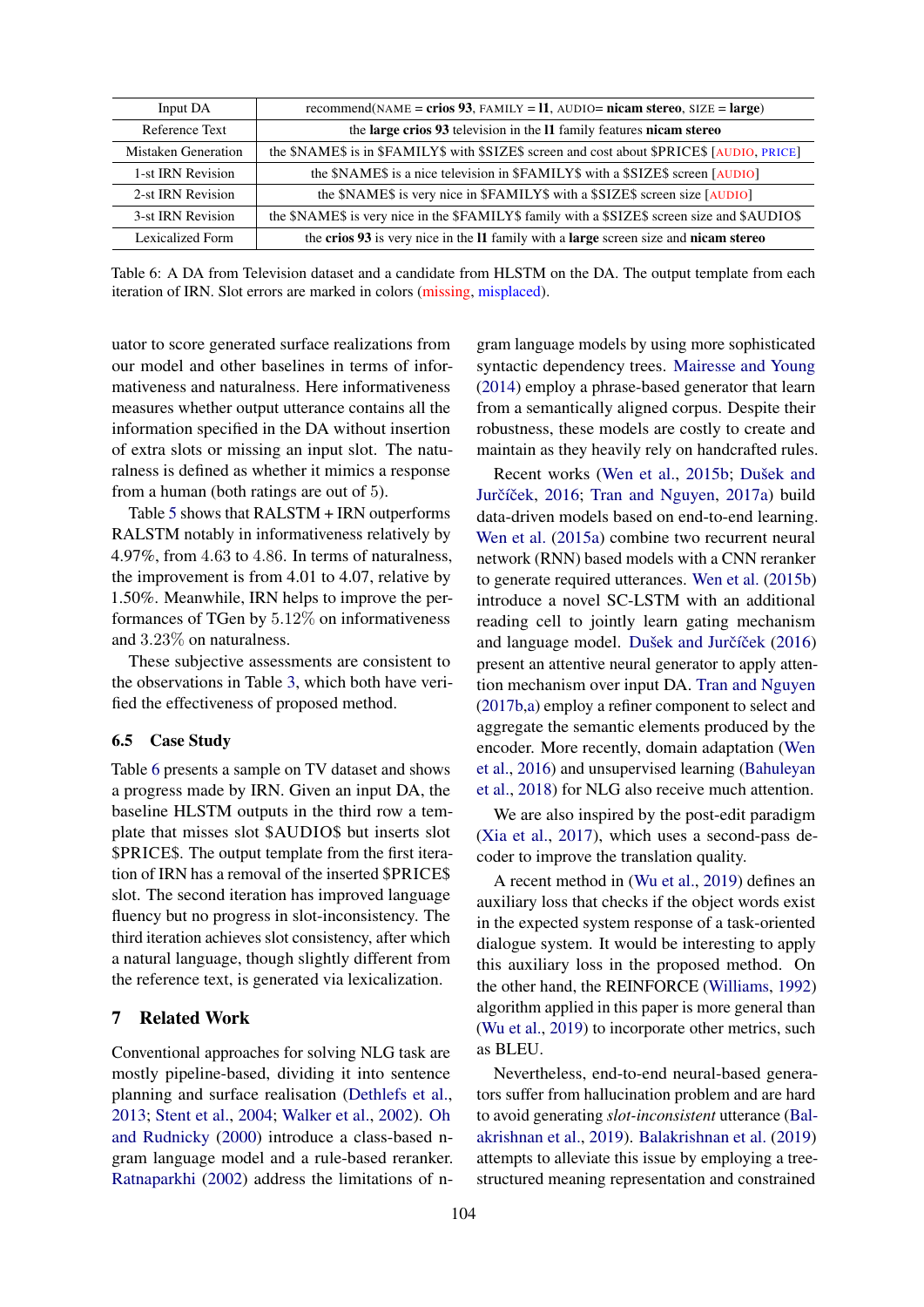| Input DA | recommend(NAME = **crios 93**, FAMILY = **l1**, AUDIO= **nicam stereo**, SIZE = **large**) |
|---|---|
| Reference Text | the **large crios 93** television in the **l1** family features **nicam stereo** |
| Mistaken Generation | the $NAME$ is in $FAMILY$ with $SIZE$ screen and cost about $PRICE$ [AUDIO, PRICE] |
| 1-st IRN Revision | the $NAME$ is a nice television in $FAMILY$ with a $SIZE$ screen [AUDIO] |
| 2-st IRN Revision | the $NAME$ is very nice in $FAMILY$ with a $SIZE$ screen size [AUDIO] |
| 3-st IRN Revision | the $NAME$ is very nice in the $FAMILY$ family with a $SIZE$ screen size and $AUDIO$ |
| Lexicalized Form | the **crios 93** is very nice in the **l1** family with a **large** screen size and **nicam stereo** |

Table 6: A DA from Television dataset and a candidate from HLSTM on the DA. The output template from each iteration of IRN. Slot errors are marked in colors (missing, misplaced).

uator to score generated surface realizations from our model and other baselines in terms of informativeness and naturalness. Here informativeness measures whether output utterance contains all the information specified in the DA without insertion of extra slots or missing an input slot. The naturalness is defined as whether it mimics a response from a human (both ratings are out of 5).

Table 5 shows that RALSTM + IRN outperforms RALSTM notably in informativeness relatively by 4.97%, from 4.63 to 4.86. In terms of naturalness, the improvement is from 4.01 to 4.07, relative by 1.50%. Meanwhile, IRN helps to improve the performances of TGen by 5.12% on informativeness and 3.23% on naturalness.

These subjective assessments are consistent to the observations in Table 3, which both have verified the effectiveness of proposed method.

### 6.5 Case Study

Table 6 presents a sample on TV dataset and shows a progress made by IRN. Given an input DA, the baseline HLSTM outputs in the third row a template that misses slot $AUDIO$ but inserts slot $PRICE$. The output template from the first iteration of IRN has a removal of the inserted $PRICE$ slot. The second iteration has improved language fluency but no progress in slot-inconsistency. The third iteration achieves slot consistency, after which a natural language, though slightly different from the reference text, is generated via lexicalization.

## 7 Related Work

Conventional approaches for solving NLG task are mostly pipeline-based, dividing it into sentence planning and surface realisation (Dethlefs et al., 2013; Stent et al., 2004; Walker et al., 2002). Oh and Rudnicky (2000) introduce a class-based n-gram language model and a rule-based reranker. Ratnaparkhi (2002) address the limitations of n-gram language models by using more sophisticated syntactic dependency trees. Mairesse and Young (2014) employ a phrase-based generator that learn from a semantically aligned corpus. Despite their robustness, these models are costly to create and maintain as they heavily rely on handcrafted rules.

Recent works (Wen et al., 2015b; Dušek and Jurčíček, 2016; Tran and Nguyen, 2017a) build data-driven models based on end-to-end learning. Wen et al. (2015a) combine two recurrent neural network (RNN) based models with a CNN reranker to generate required utterances. Wen et al. (2015b) introduce a novel SC-LSTM with an additional reading cell to jointly learn gating mechanism and language model. Dušek and Jurčíček (2016) present an attentive neural generator to apply attention mechanism over input DA. Tran and Nguyen (2017b,a) employ a refiner component to select and aggregate the semantic elements produced by the encoder. More recently, domain adaptation (Wen et al., 2016) and unsupervised learning (Bahuleyan et al., 2018) for NLG also receive much attention.

We are also inspired by the post-edit paradigm (Xia et al., 2017), which uses a second-pass decoder to improve the translation quality.

A recent method in (Wu et al., 2019) defines an auxiliary loss that checks if the object words exist in the expected system response of a task-oriented dialogue system. It would be interesting to apply this auxiliary loss in the proposed method. On the other hand, the REINFORCE (Williams, 1992) algorithm applied in this paper is more general than (Wu et al., 2019) to incorporate other metrics, such as BLEU.

Nevertheless, end-to-end neural-based generators suffer from hallucination problem and are hard to avoid generating *slot-inconsistent* utterance (Balakrishnan et al., 2019). Balakrishnan et al. (2019) attempts to alleviate this issue by employing a tree-structured meaning representation and constrained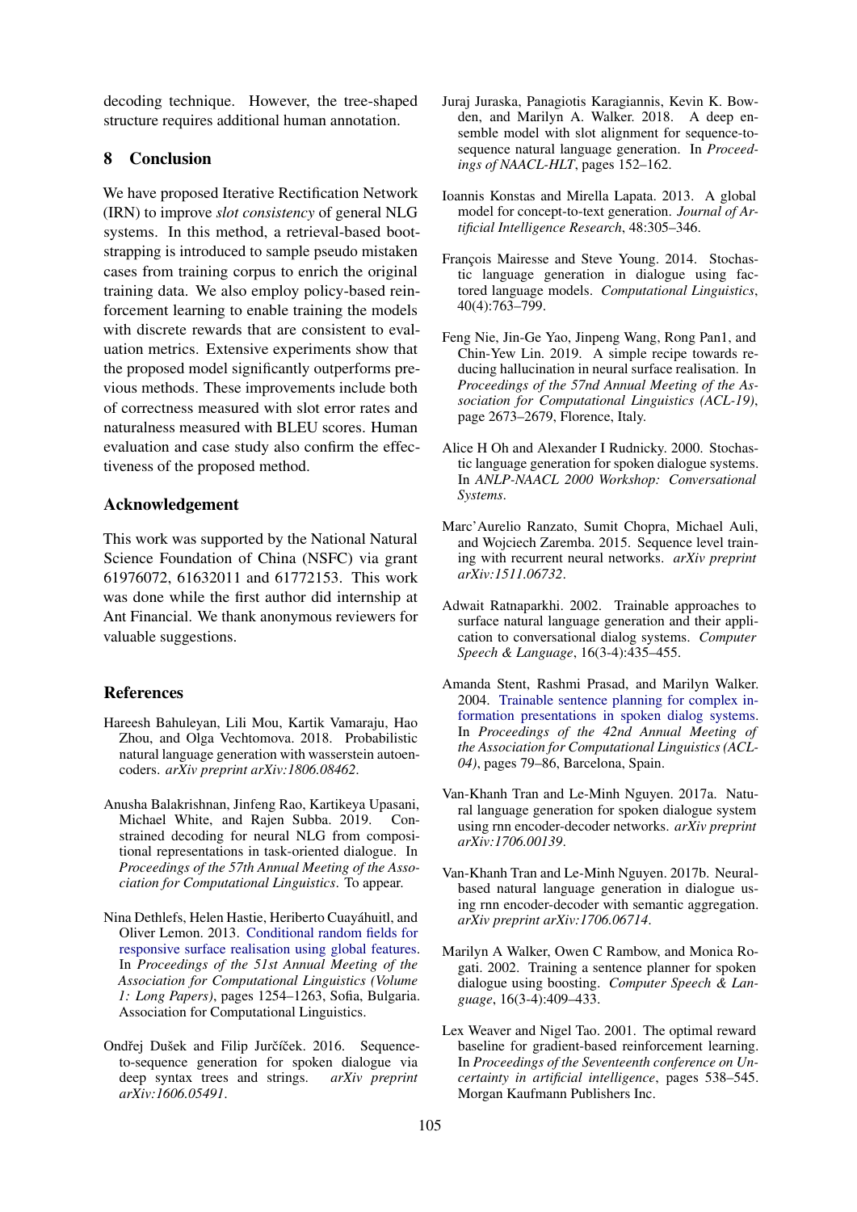decoding technique. However, the tree-shaped structure requires additional human annotation.

## 8 Conclusion

We have proposed Iterative Rectification Network (IRN) to improve *slot consistency* of general NLG systems. In this method, a retrieval-based bootstrapping is introduced to sample pseudo mistaken cases from training corpus to enrich the original training data. We also employ policy-based reinforcement learning to enable training the models with discrete rewards that are consistent to evaluation metrics. Extensive experiments show that the proposed model significantly outperforms previous methods. These improvements include both of correctness measured with slot error rates and naturalness measured with BLEU scores. Human evaluation and case study also confirm the effectiveness of the proposed method.

## Acknowledgement

This work was supported by the National Natural Science Foundation of China (NSFC) via grant 61976072, 61632011 and 61772153. This work was done while the first author did internship at Ant Financial. We thank anonymous reviewers for valuable suggestions.

## References

Hareesh Bahuleyan, Lili Mou, Kartik Vamaraju, Hao Zhou, and Olga Vechtomova. 2018. Probabilistic natural language generation with wasserstein autoencoders. *arXiv preprint arXiv:1806.08462*.

Anusha Balakrishnan, Jinfeng Rao, Kartikeya Upasani, Michael White, and Rajen Subba. 2019. Constrained decoding for neural NLG from compositional representations in task-oriented dialogue. In *Proceedings of the 57th Annual Meeting of the Association for Computational Linguistics*. To appear.

Nina Dethlefs, Helen Hastie, Heriberto Cuayáhuitl, and Oliver Lemon. 2013. Conditional random fields for responsive surface realisation using global features. In *Proceedings of the 51st Annual Meeting of the Association for Computational Linguistics (Volume 1: Long Papers)*, pages 1254–1263, Sofia, Bulgaria. Association for Computational Linguistics.

Ondřej Dušek and Filip Jurčíček. 2016. Sequence-to-sequence generation for spoken dialogue via deep syntax trees and strings. *arXiv preprint arXiv:1606.05491*.

Juraj Juraska, Panagiotis Karagiannis, Kevin K. Bowden, and Marilyn A. Walker. 2018. A deep ensemble model with slot alignment for sequence-to-sequence natural language generation. In *Proceedings of NAACL-HLT*, pages 152–162.

Ioannis Konstas and Mirella Lapata. 2013. A global model for concept-to-text generation. *Journal of Artificial Intelligence Research*, 48:305–346.

François Mairesse and Steve Young. 2014. Stochastic language generation in dialogue using factored language models. *Computational Linguistics*, 40(4):763–799.

Feng Nie, Jin-Ge Yao, Jinpeng Wang, Rong Pan1, and Chin-Yew Lin. 2019. A simple recipe towards reducing hallucination in neural surface realisation. In *Proceedings of the 57nd Annual Meeting of the Association for Computational Linguistics (ACL-19)*, page 2673–2679, Florence, Italy.

Alice H Oh and Alexander I Rudnicky. 2000. Stochastic language generation for spoken dialogue systems. In *ANLP-NAACL 2000 Workshop: Conversational Systems*.

Marc'Aurelio Ranzato, Sumit Chopra, Michael Auli, and Wojciech Zaremba. 2015. Sequence level training with recurrent neural networks. *arXiv preprint arXiv:1511.06732*.

Adwait Ratnaparkhi. 2002. Trainable approaches to surface natural language generation and their application to conversational dialog systems. *Computer Speech & Language*, 16(3-4):435–455.

Amanda Stent, Rashmi Prasad, and Marilyn Walker. 2004. Trainable sentence planning for complex information presentations in spoken dialog systems. In *Proceedings of the 42nd Annual Meeting of the Association for Computational Linguistics (ACL-04)*, pages 79–86, Barcelona, Spain.

Van-Khanh Tran and Le-Minh Nguyen. 2017a. Natural language generation for spoken dialogue system using rnn encoder-decoder networks. *arXiv preprint arXiv:1706.00139*.

Van-Khanh Tran and Le-Minh Nguyen. 2017b. Neural-based natural language generation in dialogue using rnn encoder-decoder with semantic aggregation. *arXiv preprint arXiv:1706.06714*.

Marilyn A Walker, Owen C Rambow, and Monica Rogati. 2002. Training a sentence planner for spoken dialogue using boosting. *Computer Speech & Language*, 16(3-4):409–433.

Lex Weaver and Nigel Tao. 2001. The optimal reward baseline for gradient-based reinforcement learning. In *Proceedings of the Seventeenth conference on Uncertainty in artificial intelligence*, pages 538–545. Morgan Kaufmann Publishers Inc.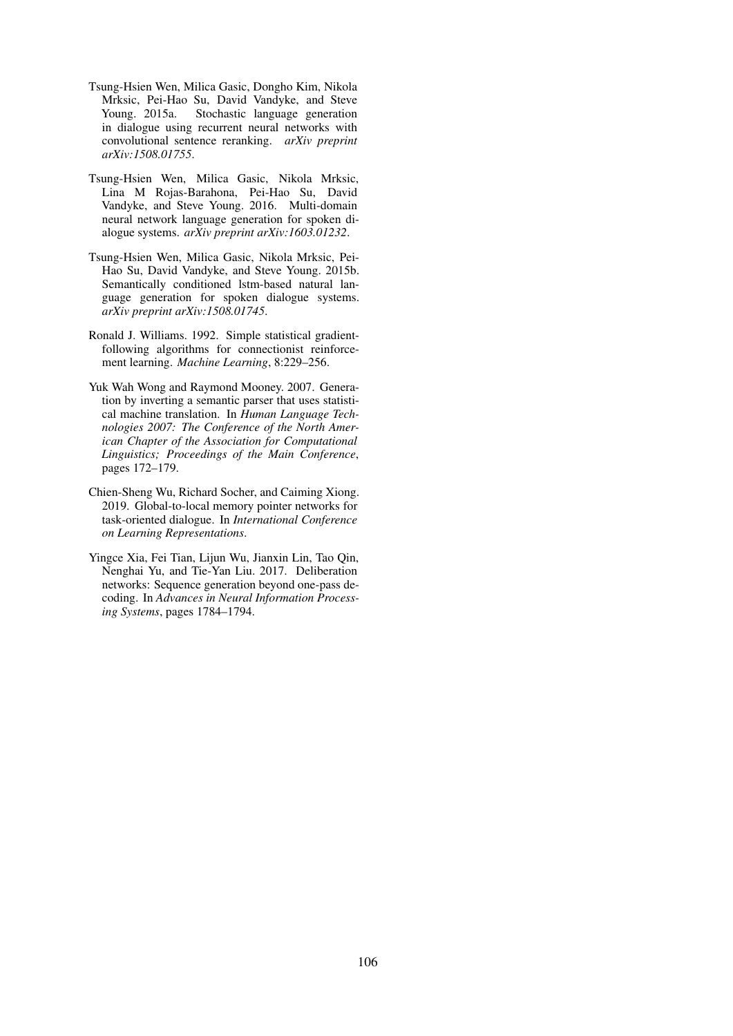Tsung-Hsien Wen, Milica Gasic, Dongho Kim, Nikola Mrksic, Pei-Hao Su, David Vandyke, and Steve Young. 2015a. Stochastic language generation in dialogue using recurrent neural networks with convolutional sentence reranking. *arXiv preprint arXiv:1508.01755*.

Tsung-Hsien Wen, Milica Gasic, Nikola Mrksic, Lina M Rojas-Barahona, Pei-Hao Su, David Vandyke, and Steve Young. 2016. Multi-domain neural network language generation for spoken dialogue systems. *arXiv preprint arXiv:1603.01232*.

Tsung-Hsien Wen, Milica Gasic, Nikola Mrksic, Pei-Hao Su, David Vandyke, and Steve Young. 2015b. Semantically conditioned lstm-based natural language generation for spoken dialogue systems. *arXiv preprint arXiv:1508.01745*.

Ronald J. Williams. 1992. Simple statistical gradient-following algorithms for connectionist reinforcement learning. *Machine Learning*, 8:229–256.

Yuk Wah Wong and Raymond Mooney. 2007. Generation by inverting a semantic parser that uses statistical machine translation. In *Human Language Technologies 2007: The Conference of the North American Chapter of the Association for Computational Linguistics; Proceedings of the Main Conference*, pages 172–179.

Chien-Sheng Wu, Richard Socher, and Caiming Xiong. 2019. Global-to-local memory pointer networks for task-oriented dialogue. In *International Conference on Learning Representations*.

Yingce Xia, Fei Tian, Lijun Wu, Jianxin Lin, Tao Qin, Nenghai Yu, and Tie-Yan Liu. 2017. Deliberation networks: Sequence generation beyond one-pass decoding. In *Advances in Neural Information Processing Systems*, pages 1784–1794.